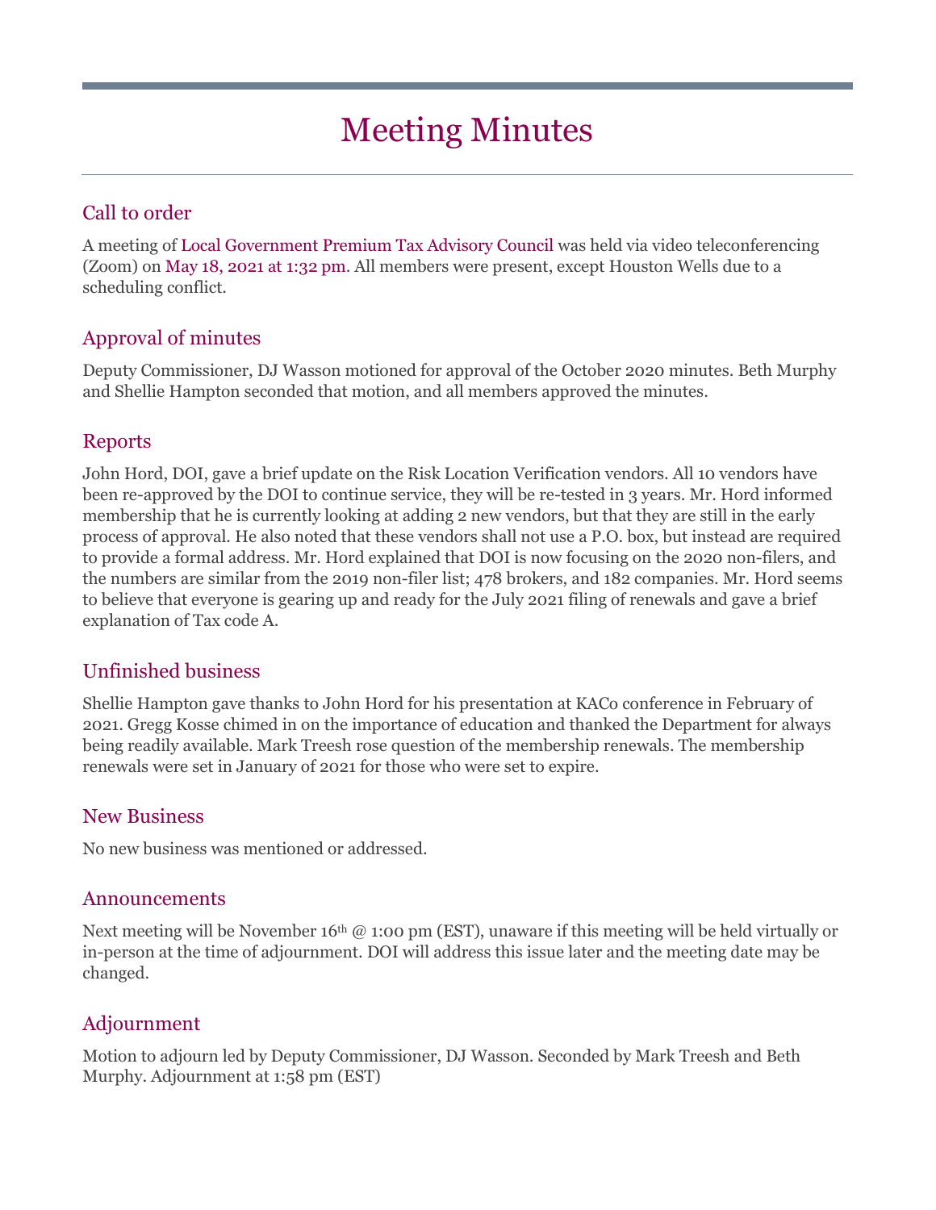# Meeting Minutes

## Call to order

A meeting of Local Government Premium Tax Advisory Council was held via video teleconferencing (Zoom) on May 18, 2021 at 1:32 pm. All members were present, except Houston Wells due to a scheduling conflict.

## Approval of minutes

Deputy Commissioner, DJ Wasson motioned for approval of the October 2020 minutes. Beth Murphy and Shellie Hampton seconded that motion, and all members approved the minutes.

## Reports

John Hord, DOI, gave a brief update on the Risk Location Verification vendors. All 10 vendors have been re-approved by the DOI to continue service, they will be re-tested in 3 years. Mr. Hord informed membership that he is currently looking at adding 2 new vendors, but that they are still in the early process of approval. He also noted that these vendors shall not use a P.O. box, but instead are required to provide a formal address. Mr. Hord explained that DOI is now focusing on the 2020 non-filers, and the numbers are similar from the 2019 non-filer list; 478 brokers, and 182 companies. Mr. Hord seems to believe that everyone is gearing up and ready for the July 2021 filing of renewals and gave a brief explanation of Tax code A.

## Unfinished business

Shellie Hampton gave thanks to John Hord for his presentation at KACo conference in February of 2021. Gregg Kosse chimed in on the importance of education and thanked the Department for always being readily available. Mark Treesh rose question of the membership renewals. The membership renewals were set in January of 2021 for those who were set to expire.

## New Business

No new business was mentioned or addressed.

## Announcements

Next meeting will be November 16th @ 1:00 pm (EST), unaware if this meeting will be held virtually or in-person at the time of adjournment. DOI will address this issue later and the meeting date may be changed.

## Adjournment

Motion to adjourn led by Deputy Commissioner, DJ Wasson. Seconded by Mark Treesh and Beth Murphy. Adjournment at 1:58 pm (EST)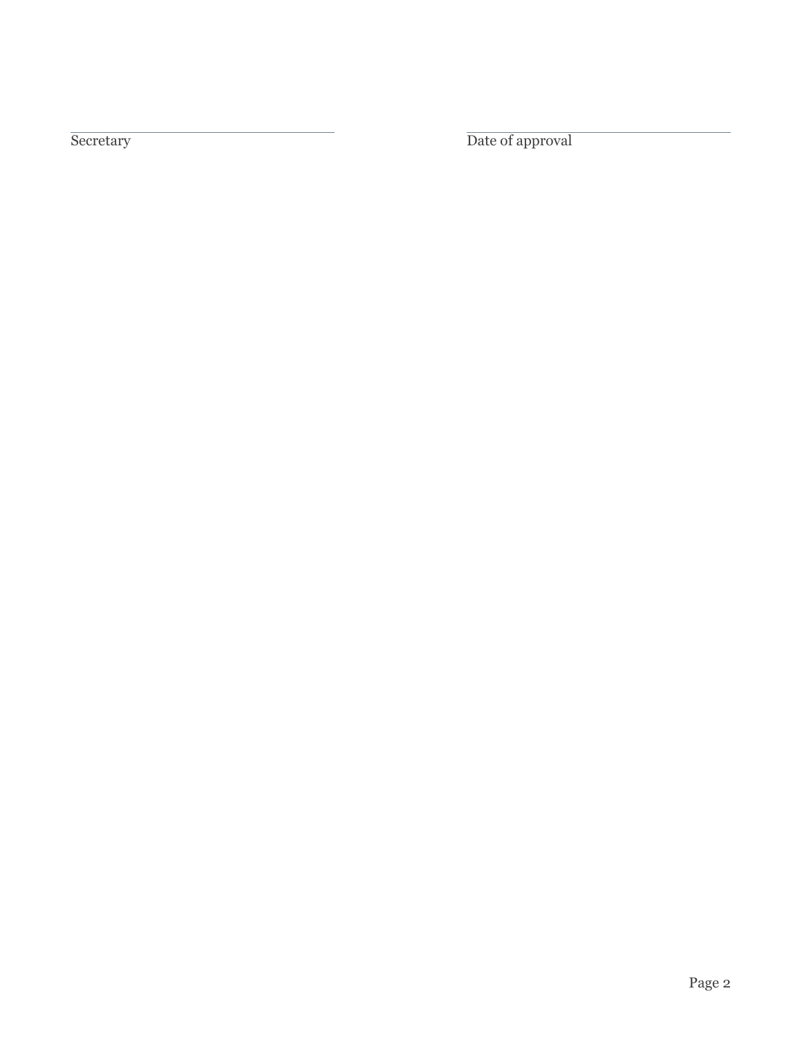\_\_\_\_\_\_\_\_\_\_\_\_\_\_\_\_\_\_\_\_\_\_\_\_\_\_\_\_\_\_
Secretary

\_\_\_\_\_\_\_\_\_\_\_\_\_\_\_\_\_\_\_\_\_\_\_\_\_\_\_\_\_\_
Date of approval